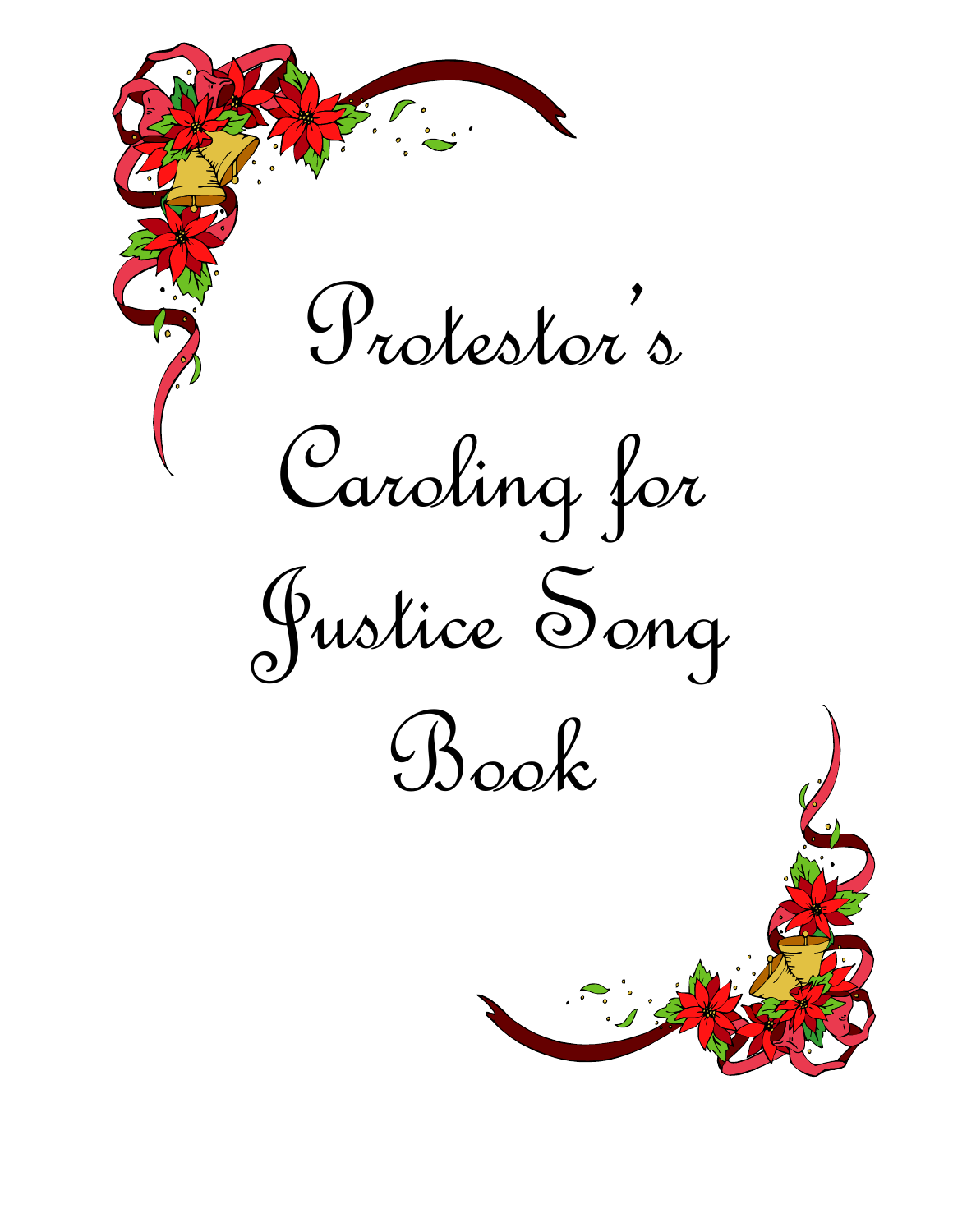# Protestor's Caroling for Justice Song Book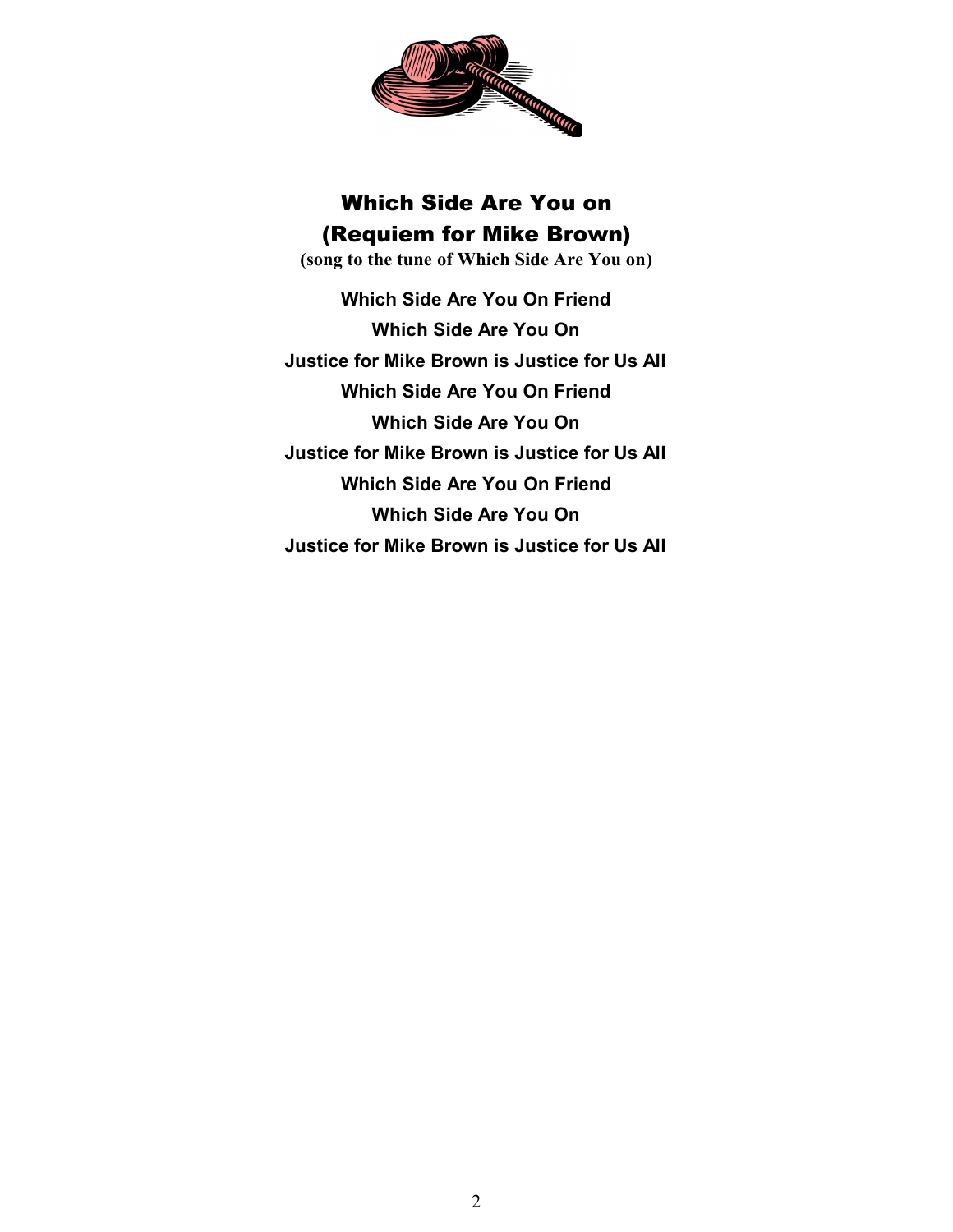## Which Side Are You on
## (Requiem for Mike Brown)

**(song to the tune of Which Side Are You on)**

**Which Side Are You On Friend**
**Which Side Are You On**
**Justice for Mike Brown is Justice for Us All**
**Which Side Are You On Friend**
**Which Side Are You On**
**Justice for Mike Brown is Justice for Us All**
**Which Side Are You On Friend**
**Which Side Are You On**
**Justice for Mike Brown is Justice for Us All**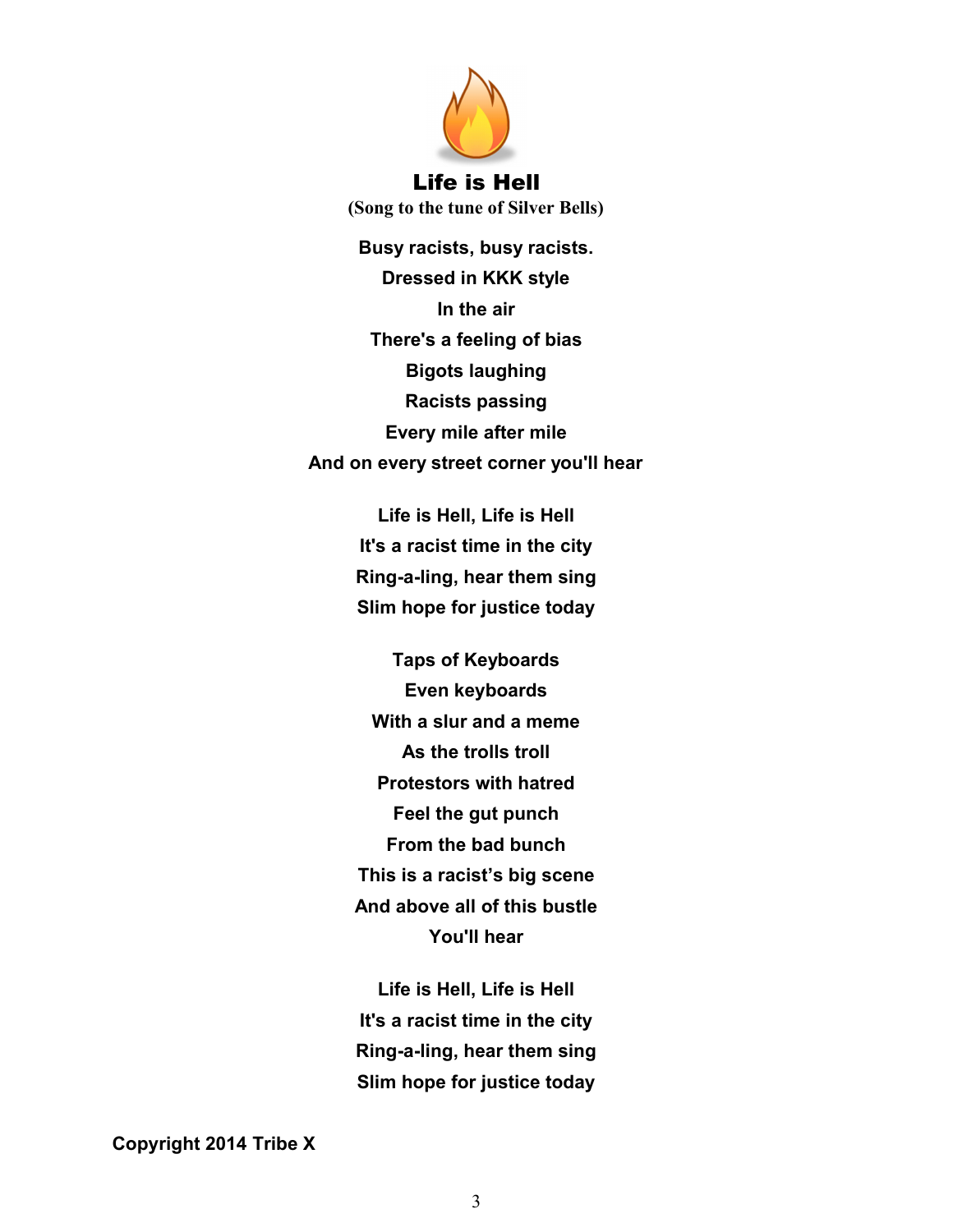# Life is Hell

(Song to the tune of Silver Bells)

**Busy racists, busy racists.**
**Dressed in KKK style**
**In the air**
**There's a feeling of bias**
**Bigots laughing**
**Racists passing**
**Every mile after mile**
**And on every street corner you'll hear**

**Life is Hell, Life is Hell**
**It's a racist time in the city**
**Ring-a-ling, hear them sing**
**Slim hope for justice today**

**Taps of Keyboards**
**Even keyboards**
**With a slur and a meme**
**As the trolls troll**
**Protestors with hatred**
**Feel the gut punch**
**From the bad bunch**
**This is a racist's big scene**
**And above all of this bustle**
**You'll hear**

**Life is Hell, Life is Hell**
**It's a racist time in the city**
**Ring-a-ling, hear them sing**
**Slim hope for justice today**

**Copyright 2014 Tribe X**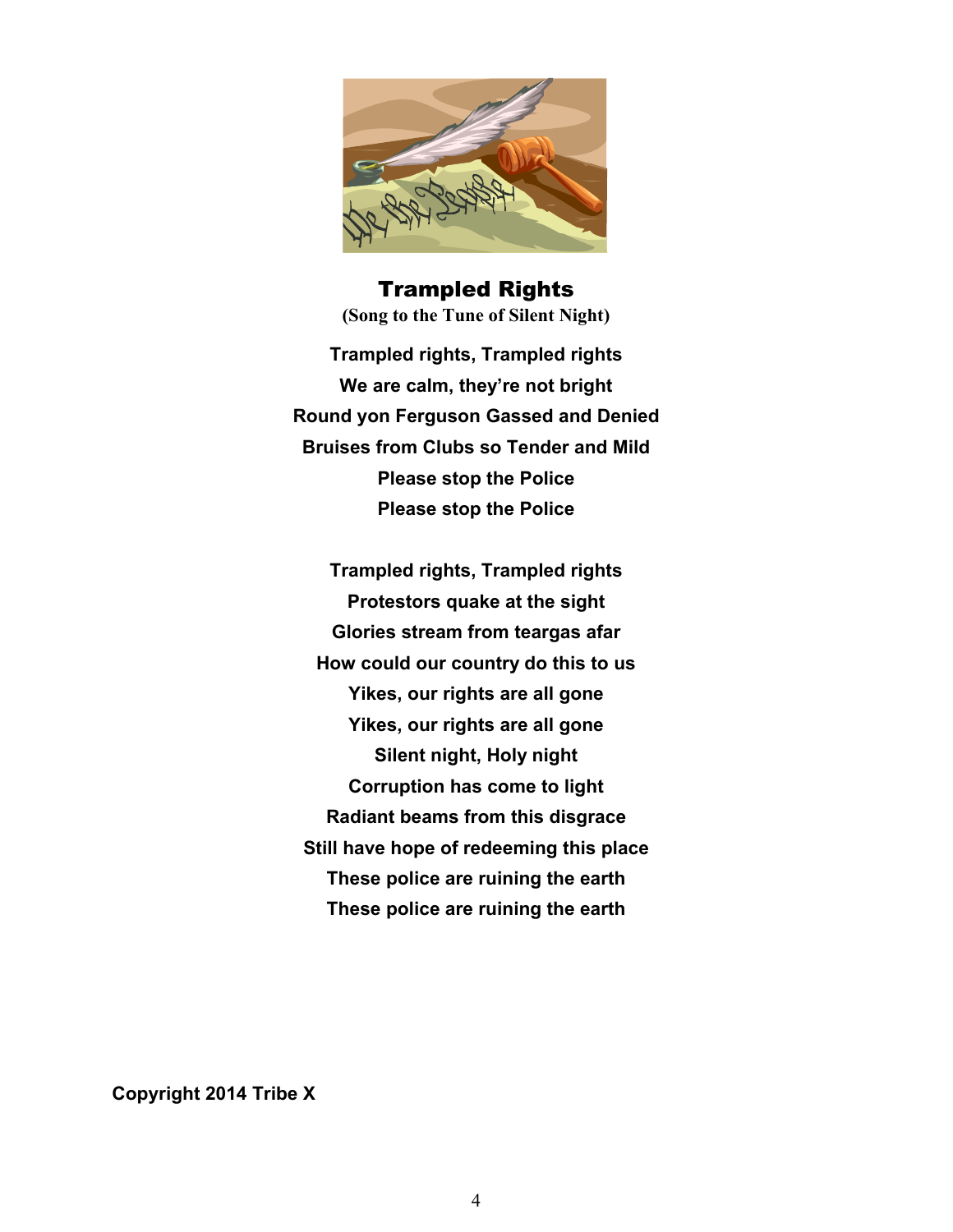## Trampled Rights

**(Song to the Tune of Silent Night)**

**Trampled rights, Trampled rights**
**We are calm, they're not bright**
**Round yon Ferguson Gassed and Denied**
**Bruises from Clubs so Tender and Mild**
**Please stop the Police**
**Please stop the Police**

**Trampled rights, Trampled rights**
**Protestors quake at the sight**
**Glories stream from teargas afar**
**How could our country do this to us**
**Yikes, our rights are all gone**
**Yikes, our rights are all gone**
**Silent night, Holy night**
**Corruption has come to light**
**Radiant beams from this disgrace**
**Still have hope of redeeming this place**
**These police are ruining the earth**
**These police are ruining the earth**

**Copyright 2014 Tribe X**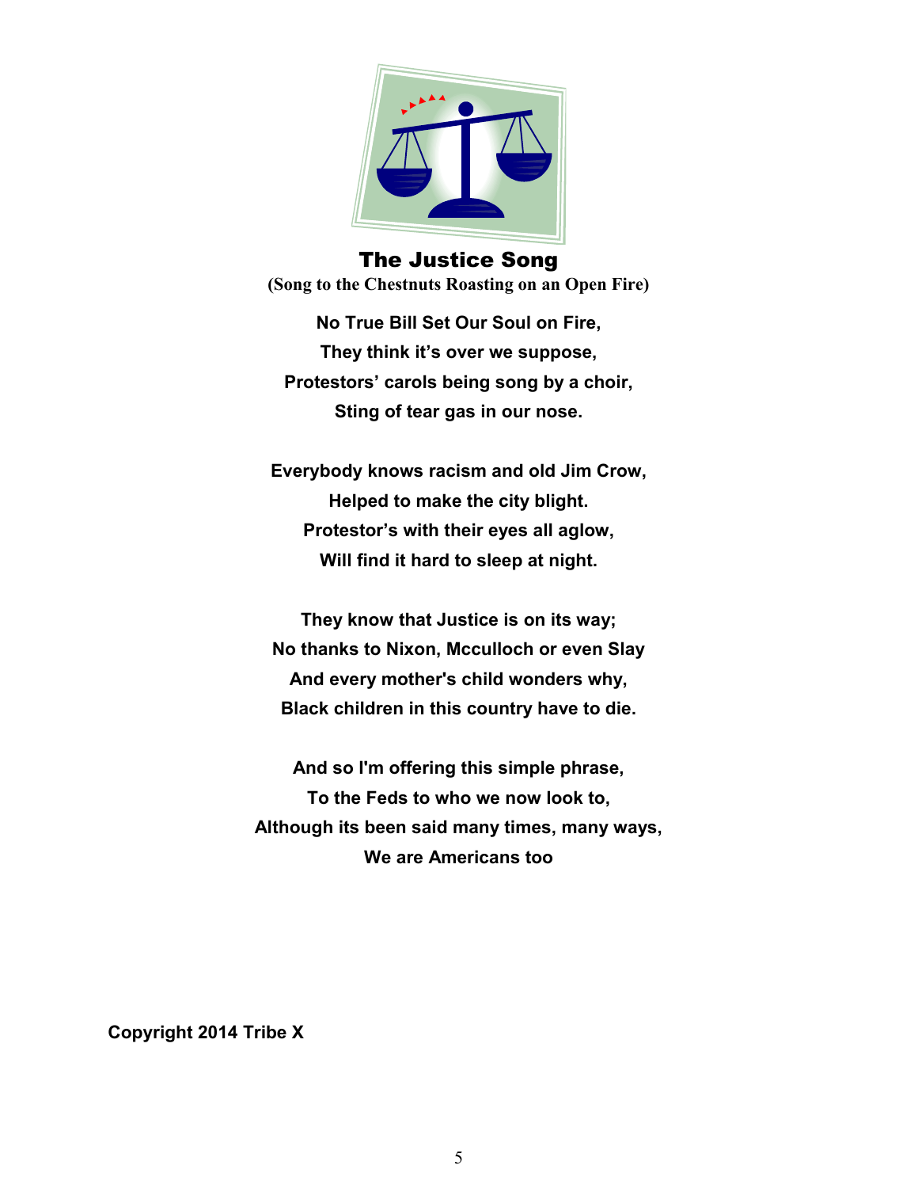# The Justice Song

**(Song to the Chestnuts Roasting on an Open Fire)**

**No True Bill Set Our Soul on Fire,**
**They think it's over we suppose,**
**Protestors' carols being song by a choir,**
**Sting of tear gas in our nose.**

**Everybody knows racism and old Jim Crow,**
**Helped to make the city blight.**
**Protestor's with their eyes all aglow,**
**Will find it hard to sleep at night.**

**They know that Justice is on its way;**
**No thanks to Nixon, Mcculloch or even Slay**
**And every mother's child wonders why,**
**Black children in this country have to die.**

**And so I'm offering this simple phrase,**
**To the Feds to who we now look to,**
**Although its been said many times, many ways,**
**We are Americans too**

**Copyright 2014 Tribe X**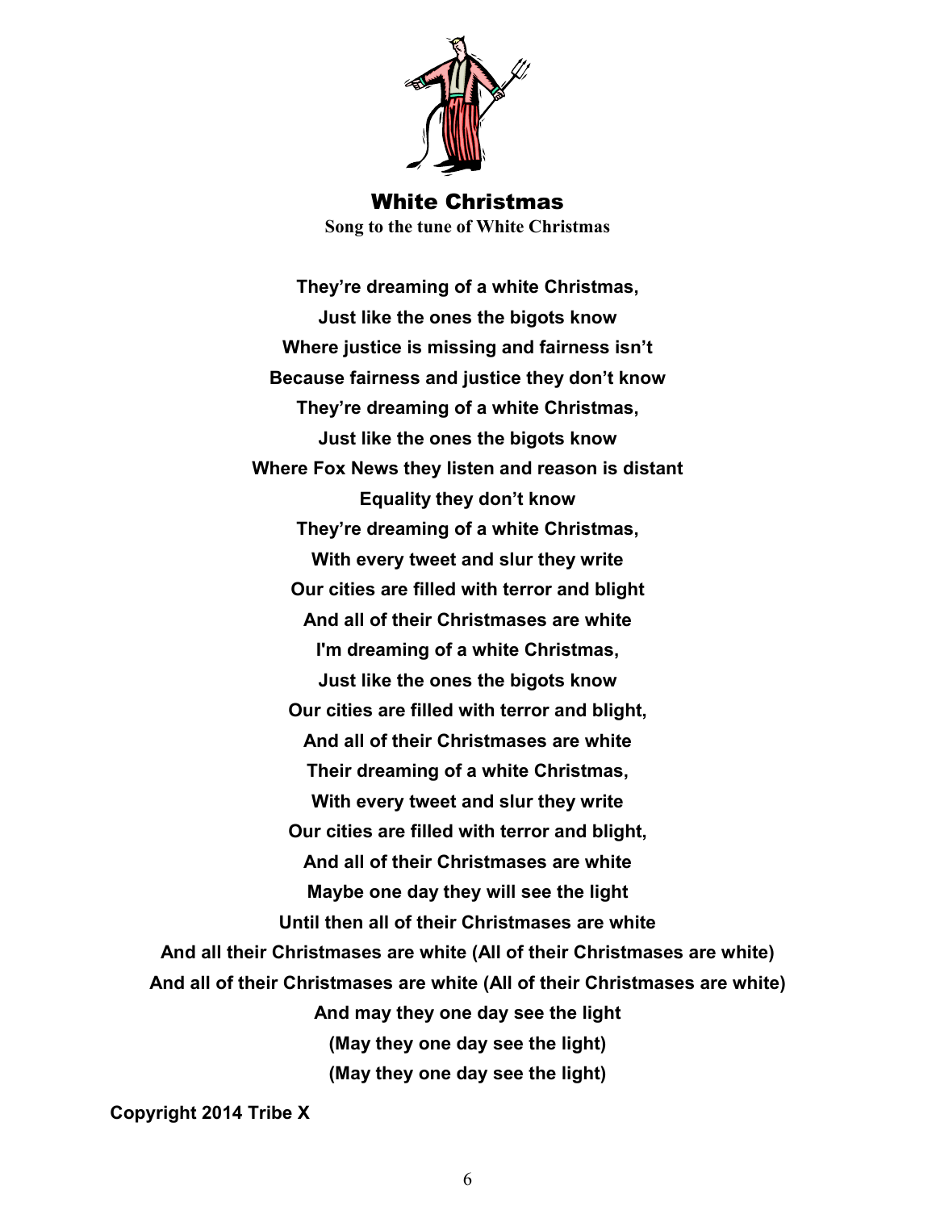## White Christmas

**Song to the tune of White Christmas**

**They're dreaming of a white Christmas,**
**Just like the ones the bigots know**
**Where justice is missing and fairness isn't**
**Because fairness and justice they don't know**
**They're dreaming of a white Christmas,**
**Just like the ones the bigots know**
**Where Fox News they listen and reason is distant**
**Equality they don't know**
**They're dreaming of a white Christmas,**
**With every tweet and slur they write**
**Our cities are filled with terror and blight**
**And all of their Christmases are white**
**I'm dreaming of a white Christmas,**
**Just like the ones the bigots know**
**Our cities are filled with terror and blight,**
**And all of their Christmases are white**
**Their dreaming of a white Christmas,**
**With every tweet and slur they write**
**Our cities are filled with terror and blight,**
**And all of their Christmases are white**
**Maybe one day they will see the light**
**Until then all of their Christmases are white**
**And all their Christmases are white (All of their Christmases are white)**
**And all of their Christmases are white (All of their Christmases are white)**
**And may they one day see the light**
**(May they one day see the light)**
**(May they one day see the light)**

**Copyright 2014 Tribe X**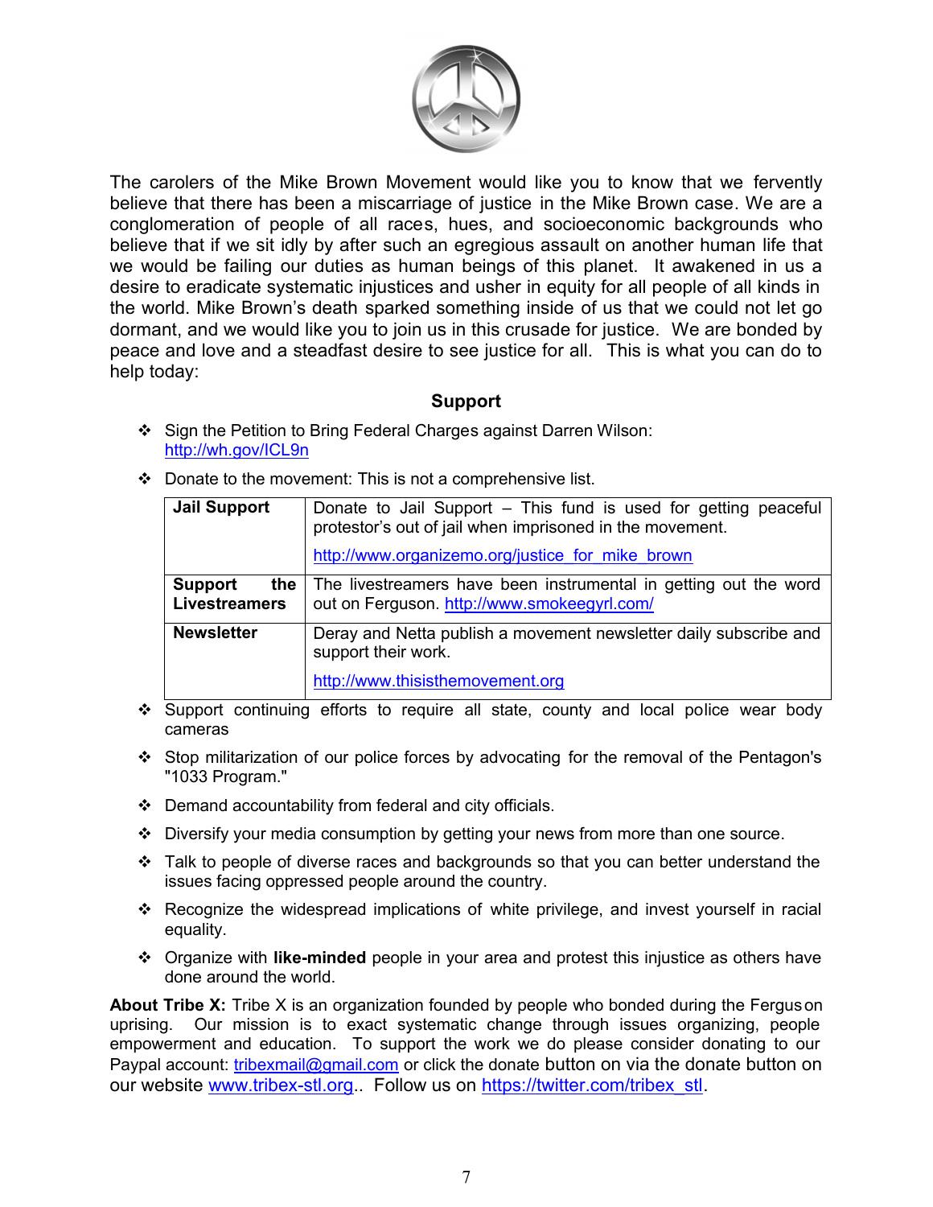The carolers of the Mike Brown Movement would like you to know that we fervently believe that there has been a miscarriage of justice in the Mike Brown case. We are a conglomeration of people of all races, hues, and socioeconomic backgrounds who believe that if we sit idly by after such an egregious assault on another human life that we would be failing our duties as human beings of this planet. It awakened in us a desire to eradicate systematic injustices and usher in equity for all people of all kinds in the world. Mike Brown's death sparked something inside of us that we could not let go dormant, and we would like you to join us in this crusade for justice. We are bonded by peace and love and a steadfast desire to see justice for all. This is what you can do to help today:

## Support

- Sign the Petition to Bring Federal Charges against Darren Wilson: http://wh.gov/lCL9n
- Donate to the movement: This is not a comprehensive list.

| | |
|---|---|
| **Jail Support** | Donate to Jail Support – This fund is used for getting peaceful protestor's out of jail when imprisoned in the movement. http://www.organizemo.org/justice_for_mike_brown |
| **Support the Livestreamers** | The livestreamers have been instrumental in getting out the word out on Ferguson. http://www.smokeegyrl.com/ |
| **Newsletter** | Deray and Netta publish a movement newsletter daily subscribe and support their work. http://www.thisisthemovement.org |

- Support continuing efforts to require all state, county and local police wear body cameras
- Stop militarization of our police forces by advocating for the removal of the Pentagon's "1033 Program."
- Demand accountability from federal and city officials.
- Diversify your media consumption by getting your news from more than one source.
- Talk to people of diverse races and backgrounds so that you can better understand the issues facing oppressed people around the country.
- Recognize the widespread implications of white privilege, and invest yourself in racial equality.
- Organize with **like-minded** people in your area and protest this injustice as others have done around the world.

**About Tribe X:** Tribe X is an organization founded by people who bonded during the Ferguson uprising. Our mission is to exact systematic change through issues organizing, people empowerment and education. To support the work we do please consider donating to our Paypal account: tribexmail@gmail.com or click the donate button on via the donate button on our website www.tribex-stl.org.. Follow us on https://twitter.com/tribex_stl.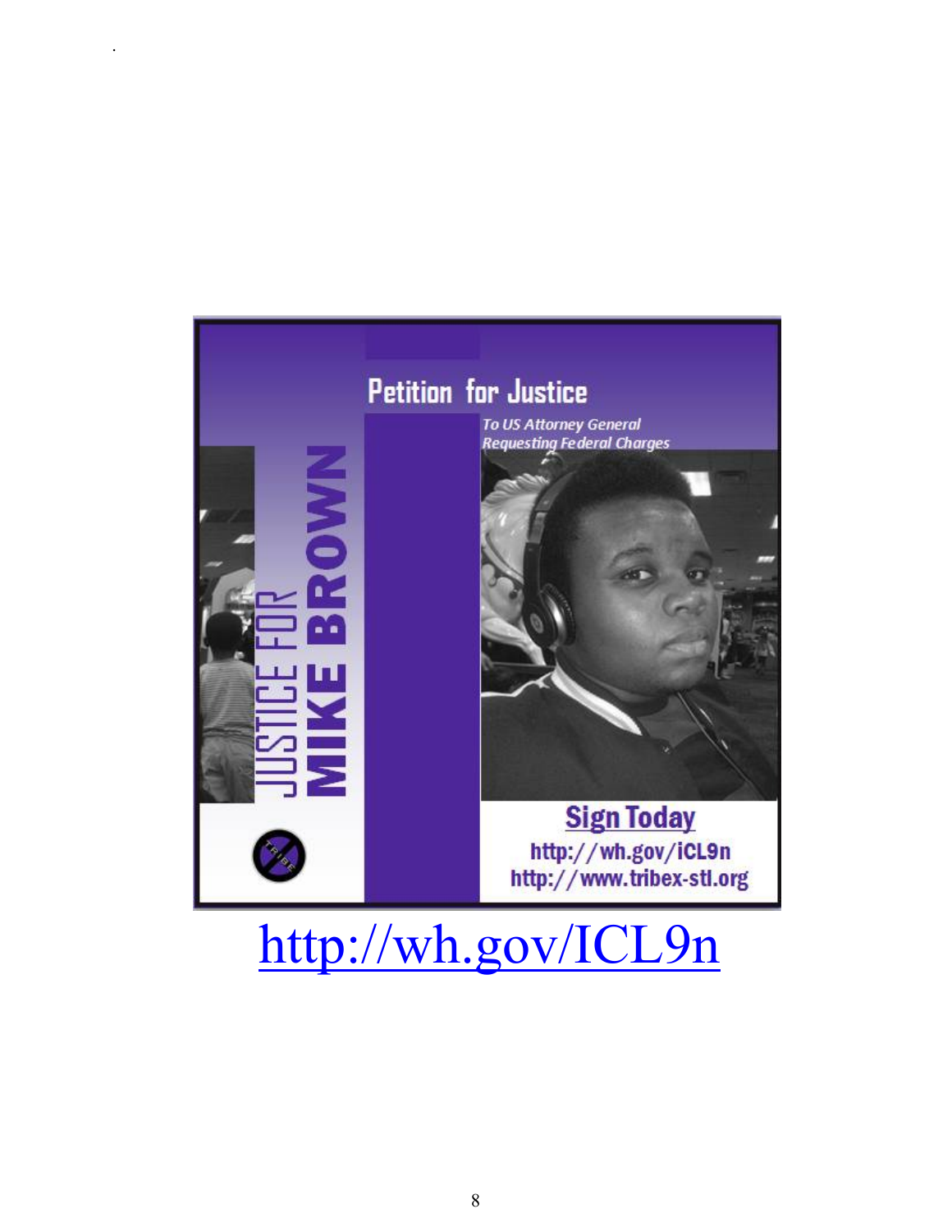Petition for Justice

*To US Attorney General Requesting Federal Charges*

JUSTICE FOR **MIKE BROWN**

**Sign Today**

http://wh.gov/iCL9n

http://www.tribex-stl.org

[http://wh.gov/ICL9n](http://wh.gov/ICL9n)